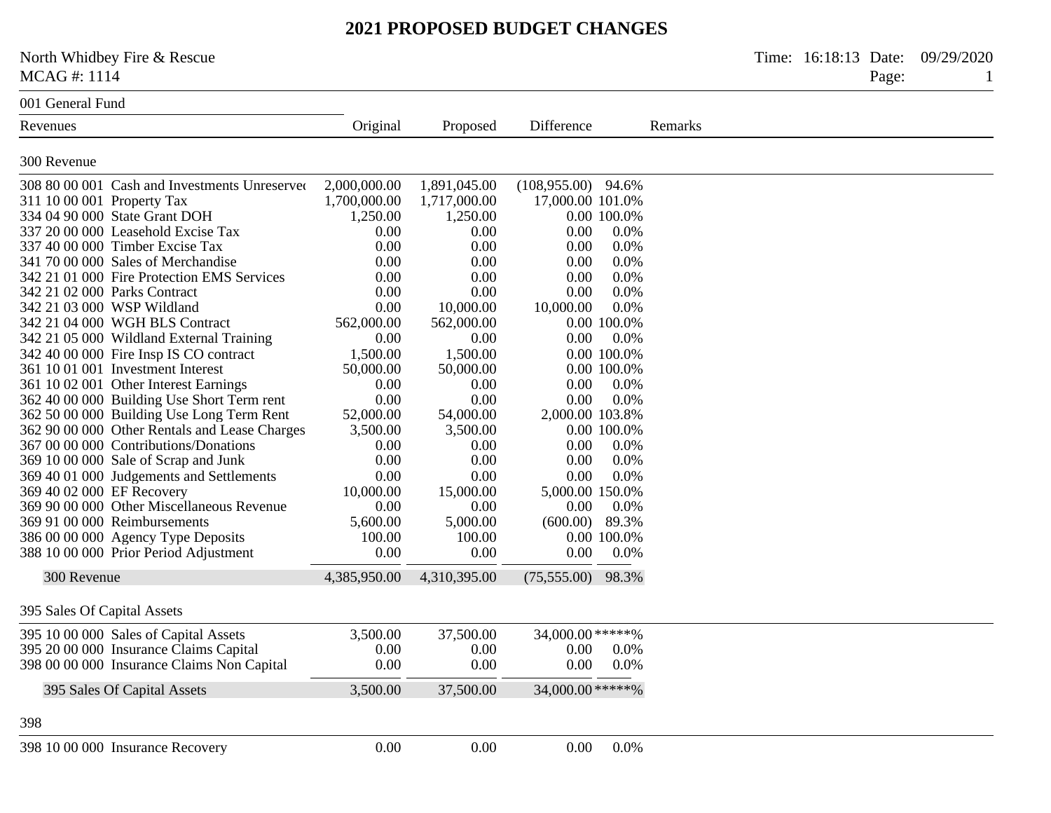# 2021 PROPOSED BUDGET CHANGES

North Whidbey Fire & Rescue
MCAG #: 1114

Time: 16:18:13 Date: 09/29/2020

## 001 General Fund

| Revenues | Original | Proposed | Difference | | Remarks |
|---|---|---|---|---|---|
| **300 Revenue** | | | | | |
| 308 80 00 001 Cash and Investments Unreserved | 2,000,000.00 | 1,891,045.00 | (108,955.00) | 94.6% | |
| 311 10 00 001 Property Tax | 1,700,000.00 | 1,717,000.00 | 17,000.00 | 101.0% | |
| 334 04 90 000 State Grant DOH | 1,250.00 | 1,250.00 | 0.00 | 100.0% | |
| 337 20 00 000 Leasehold Excise Tax | 0.00 | 0.00 | 0.00 | 0.0% | |
| 337 40 00 000 Timber Excise Tax | 0.00 | 0.00 | 0.00 | 0.0% | |
| 341 70 00 000 Sales of Merchandise | 0.00 | 0.00 | 0.00 | 0.0% | |
| 342 21 01 000 Fire Protection EMS Services | 0.00 | 0.00 | 0.00 | 0.0% | |
| 342 21 02 000 Parks Contract | 0.00 | 0.00 | 0.00 | 0.0% | |
| 342 21 03 000 WSP Wildland | 0.00 | 10,000.00 | 10,000.00 | 0.0% | |
| 342 21 04 000 WGH BLS Contract | 562,000.00 | 562,000.00 | 0.00 | 100.0% | |
| 342 21 05 000 Wildland External Training | 0.00 | 0.00 | 0.00 | 0.0% | |
| 342 40 00 000 Fire Insp IS CO contract | 1,500.00 | 1,500.00 | 0.00 | 100.0% | |
| 361 10 01 001 Investment Interest | 50,000.00 | 50,000.00 | 0.00 | 100.0% | |
| 361 10 02 001 Other Interest Earnings | 0.00 | 0.00 | 0.00 | 0.0% | |
| 362 40 00 000 Building Use Short Term rent | 0.00 | 0.00 | 0.00 | 0.0% | |
| 362 50 00 000 Building Use Long Term Rent | 52,000.00 | 54,000.00 | 2,000.00 | 103.8% | |
| 362 90 00 000 Other Rentals and Lease Charges | 3,500.00 | 3,500.00 | 0.00 | 100.0% | |
| 367 00 00 000 Contributions/Donations | 0.00 | 0.00 | 0.00 | 0.0% | |
| 369 10 00 000 Sale of Scrap and Junk | 0.00 | 0.00 | 0.00 | 0.0% | |
| 369 40 01 000 Judgements and Settlements | 0.00 | 0.00 | 0.00 | 0.0% | |
| 369 40 02 000 EF Recovery | 10,000.00 | 15,000.00 | 5,000.00 | 150.0% | |
| 369 90 00 000 Other Miscellaneous Revenue | 0.00 | 0.00 | 0.00 | 0.0% | |
| 369 91 00 000 Reimbursements | 5,600.00 | 5,000.00 | (600.00) | 89.3% | |
| 386 00 00 000 Agency Type Deposits | 100.00 | 100.00 | 0.00 | 100.0% | |
| 388 10 00 000 Prior Period Adjustment | 0.00 | 0.00 | 0.00 | 0.0% | |
| **300 Revenue** | 4,385,950.00 | 4,310,395.00 | (75,555.00) | 98.3% | |
| **395 Sales Of Capital Assets** | | | | | |
| 395 10 00 000 Sales of Capital Assets | 3,500.00 | 37,500.00 | 34,000.00 | *****% | |
| 395 20 00 000 Insurance Claims Capital | 0.00 | 0.00 | 0.00 | 0.0% | |
| 398 00 00 000 Insurance Claims Non Capital | 0.00 | 0.00 | 0.00 | 0.0% | |
| **395 Sales Of Capital Assets** | 3,500.00 | 37,500.00 | 34,000.00 | *****% | |
| **398** | | | | | |
| 398 10 00 000 Insurance Recovery | 0.00 | 0.00 | 0.00 | 0.0% | |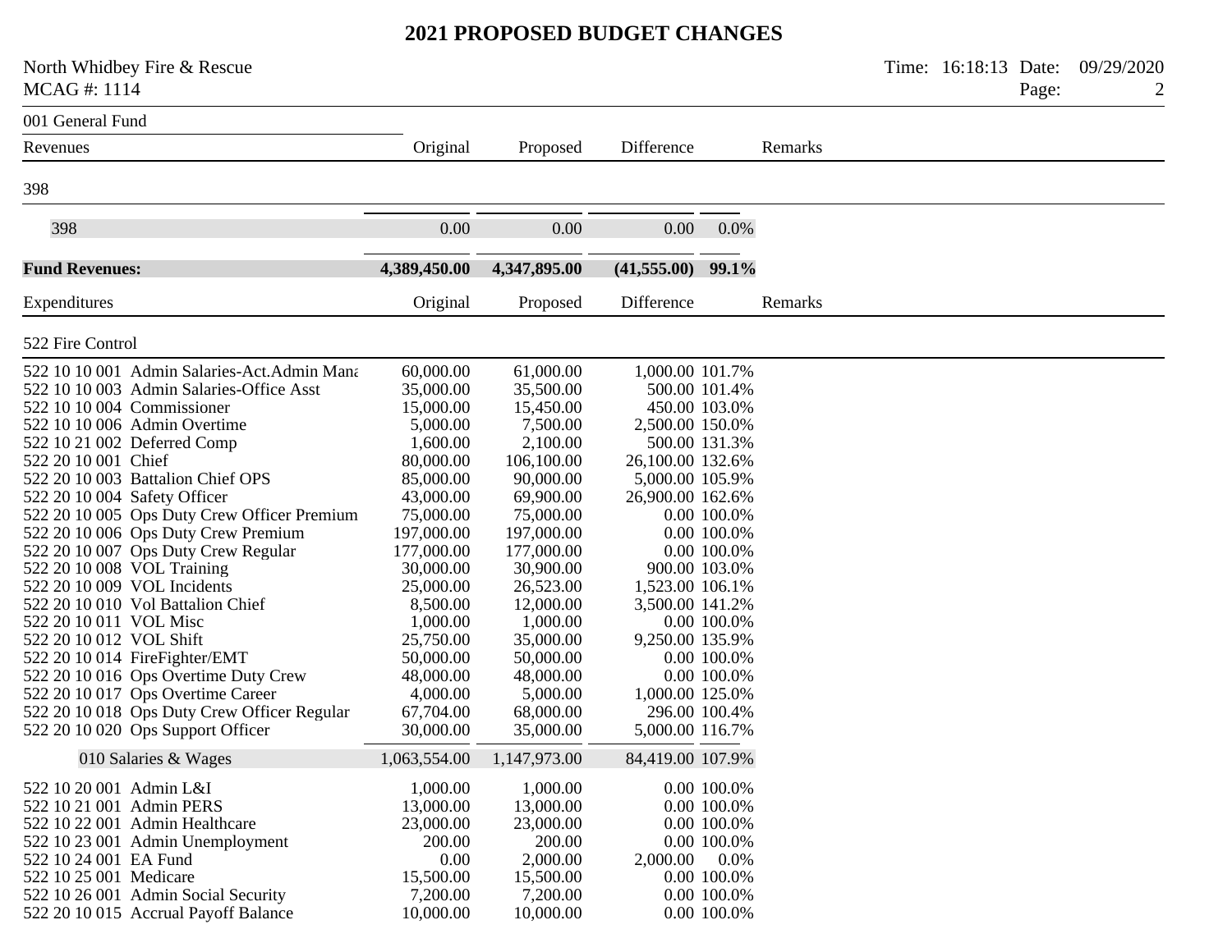# 2021 PROPOSED BUDGET CHANGES

North Whidbey Fire & Rescue
MCAG #: 1114

## 001 General Fund

| Revenues | Original | Proposed | Difference | | Remarks |
|---|---|---|---|---|---|
| **398** | | | | | |
| 398 | 0.00 | 0.00 | 0.00 | 0.0% | |
| **Fund Revenues:** | **4,389,450.00** | **4,347,895.00** | **(41,555.00)** | **99.1%** | |

| Expenditures | Original | Proposed | Difference | | Remarks |
|---|---|---|---|---|---|
| **522 Fire Control** | | | | | |
| 522 10 10 001 Admin Salaries-Act.Admin Mana | 60,000.00 | 61,000.00 | 1,000.00 | 101.7% | |
| 522 10 10 003 Admin Salaries-Office Asst | 35,000.00 | 35,500.00 | 500.00 | 101.4% | |
| 522 10 10 004 Commissioner | 15,000.00 | 15,450.00 | 450.00 | 103.0% | |
| 522 10 10 006 Admin Overtime | 5,000.00 | 7,500.00 | 2,500.00 | 150.0% | |
| 522 10 21 002 Deferred Comp | 1,600.00 | 2,100.00 | 500.00 | 131.3% | |
| 522 20 10 001 Chief | 80,000.00 | 106,100.00 | 26,100.00 | 132.6% | |
| 522 20 10 003 Battalion Chief OPS | 85,000.00 | 90,000.00 | 5,000.00 | 105.9% | |
| 522 20 10 004 Safety Officer | 43,000.00 | 69,900.00 | 26,900.00 | 162.6% | |
| 522 20 10 005 Ops Duty Crew Officer Premium | 75,000.00 | 75,000.00 | 0.00 | 100.0% | |
| 522 20 10 006 Ops Duty Crew Premium | 197,000.00 | 197,000.00 | 0.00 | 100.0% | |
| 522 20 10 007 Ops Duty Crew Regular | 177,000.00 | 177,000.00 | 0.00 | 100.0% | |
| 522 20 10 008 VOL Training | 30,000.00 | 30,900.00 | 900.00 | 103.0% | |
| 522 20 10 009 VOL Incidents | 25,000.00 | 26,523.00 | 1,523.00 | 106.1% | |
| 522 20 10 010 Vol Battalion Chief | 8,500.00 | 12,000.00 | 3,500.00 | 141.2% | |
| 522 20 10 011 VOL Misc | 1,000.00 | 1,000.00 | 0.00 | 100.0% | |
| 522 20 10 012 VOL Shift | 25,750.00 | 35,000.00 | 9,250.00 | 135.9% | |
| 522 20 10 014 FireFighter/EMT | 50,000.00 | 50,000.00 | 0.00 | 100.0% | |
| 522 20 10 016 Ops Overtime Duty Crew | 48,000.00 | 48,000.00 | 0.00 | 100.0% | |
| 522 20 10 017 Ops Overtime Career | 4,000.00 | 5,000.00 | 1,000.00 | 125.0% | |
| 522 20 10 018 Ops Duty Crew Officer Regular | 67,704.00 | 68,000.00 | 296.00 | 100.4% | |
| 522 20 10 020 Ops Support Officer | 30,000.00 | 35,000.00 | 5,000.00 | 116.7% | |
| 010 Salaries & Wages | 1,063,554.00 | 1,147,973.00 | 84,419.00 | 107.9% | |
| 522 10 20 001 Admin L&I | 1,000.00 | 1,000.00 | 0.00 | 100.0% | |
| 522 10 21 001 Admin PERS | 13,000.00 | 13,000.00 | 0.00 | 100.0% | |
| 522 10 22 001 Admin Healthcare | 23,000.00 | 23,000.00 | 0.00 | 100.0% | |
| 522 10 23 001 Admin Unemployment | 200.00 | 200.00 | 0.00 | 100.0% | |
| 522 10 24 001 EA Fund | 0.00 | 2,000.00 | 2,000.00 | 0.0% | |
| 522 10 25 001 Medicare | 15,500.00 | 15,500.00 | 0.00 | 100.0% | |
| 522 10 26 001 Admin Social Security | 7,200.00 | 7,200.00 | 0.00 | 100.0% | |
| 522 20 10 015 Accrual Payoff Balance | 10,000.00 | 10,000.00 | 0.00 | 100.0% | |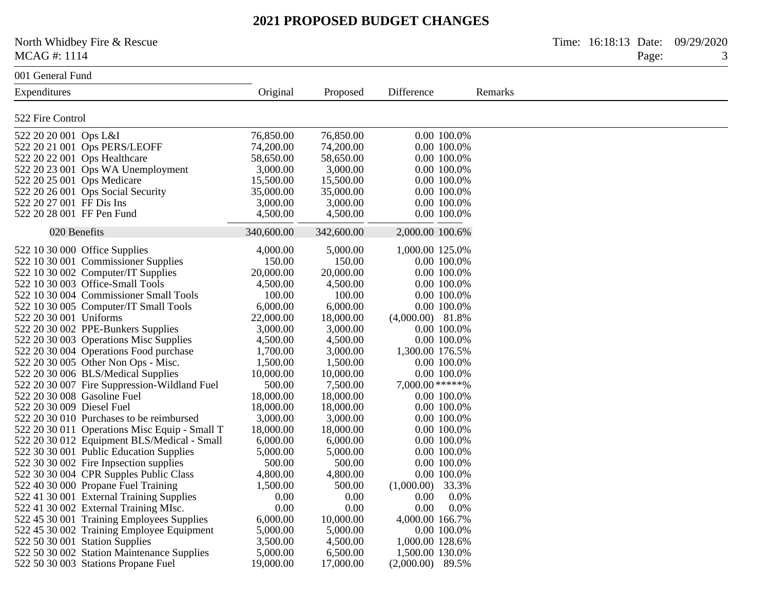# 2021 PROPOSED BUDGET CHANGES

North Whidbey Fire & Rescue
MCAG #: 1114

001 General Fund

| Expenditures | Original | Proposed | Difference | | Remarks |
|---|---|---|---|---|---|
| **522 Fire Control** | | | | | |
| 522 20 20 001 Ops L&I | 76,850.00 | 76,850.00 | 0.00 | 100.0% | |
| 522 20 21 001 Ops PERS/LEOFF | 74,200.00 | 74,200.00 | 0.00 | 100.0% | |
| 522 20 22 001 Ops Healthcare | 58,650.00 | 58,650.00 | 0.00 | 100.0% | |
| 522 20 23 001 Ops WA Unemployment | 3,000.00 | 3,000.00 | 0.00 | 100.0% | |
| 522 20 25 001 Ops Medicare | 15,500.00 | 15,500.00 | 0.00 | 100.0% | |
| 522 20 26 001 Ops Social Security | 35,000.00 | 35,000.00 | 0.00 | 100.0% | |
| 522 20 27 001 FF Dis Ins | 3,000.00 | 3,000.00 | 0.00 | 100.0% | |
| 522 20 28 001 FF Pen Fund | 4,500.00 | 4,500.00 | 0.00 | 100.0% | |
| 020 Benefits | 340,600.00 | 342,600.00 | 2,000.00 | 100.6% | |
| 522 10 30 000 Office Supplies | 4,000.00 | 5,000.00 | 1,000.00 | 125.0% | |
| 522 10 30 001 Commissioner Supplies | 150.00 | 150.00 | 0.00 | 100.0% | |
| 522 10 30 002 Computer/IT Supplies | 20,000.00 | 20,000.00 | 0.00 | 100.0% | |
| 522 10 30 003 Office-Small Tools | 4,500.00 | 4,500.00 | 0.00 | 100.0% | |
| 522 10 30 004 Commissioner Small Tools | 100.00 | 100.00 | 0.00 | 100.0% | |
| 522 10 30 005 Computer/IT Small Tools | 6,000.00 | 6,000.00 | 0.00 | 100.0% | |
| 522 20 30 001 Uniforms | 22,000.00 | 18,000.00 | (4,000.00) | 81.8% | |
| 522 20 30 002 PPE-Bunkers Supplies | 3,000.00 | 3,000.00 | 0.00 | 100.0% | |
| 522 20 30 003 Operations Misc Supplies | 4,500.00 | 4,500.00 | 0.00 | 100.0% | |
| 522 20 30 004 Operations Food purchase | 1,700.00 | 3,000.00 | 1,300.00 | 176.5% | |
| 522 20 30 005 Other Non Ops - Misc. | 1,500.00 | 1,500.00 | 0.00 | 100.0% | |
| 522 20 30 006 BLS/Medical Supplies | 10,000.00 | 10,000.00 | 0.00 | 100.0% | |
| 522 20 30 007 Fire Suppression-Wildland Fuel | 500.00 | 7,500.00 | 7,000.00 | *****% | |
| 522 20 30 008 Gasoline Fuel | 18,000.00 | 18,000.00 | 0.00 | 100.0% | |
| 522 20 30 009 Diesel Fuel | 18,000.00 | 18,000.00 | 0.00 | 100.0% | |
| 522 20 30 010 Purchases to be reimbursed | 3,000.00 | 3,000.00 | 0.00 | 100.0% | |
| 522 20 30 011 Operations Misc Equip - Small T | 18,000.00 | 18,000.00 | 0.00 | 100.0% | |
| 522 20 30 012 Equipment BLS/Medical - Small | 6,000.00 | 6,000.00 | 0.00 | 100.0% | |
| 522 30 30 001 Public Education Supplies | 5,000.00 | 5,000.00 | 0.00 | 100.0% | |
| 522 30 30 002 Fire Inpsection supplies | 500.00 | 500.00 | 0.00 | 100.0% | |
| 522 30 30 004 CPR Supples Public Class | 4,800.00 | 4,800.00 | 0.00 | 100.0% | |
| 522 40 30 000 Propane Fuel Training | 1,500.00 | 500.00 | (1,000.00) | 33.3% | |
| 522 41 30 001 External Training Supplies | 0.00 | 0.00 | 0.00 | 0.0% | |
| 522 41 30 002 External Training MIsc. | 0.00 | 0.00 | 0.00 | 0.0% | |
| 522 45 30 001 Training Employees Supplies | 6,000.00 | 10,000.00 | 4,000.00 | 166.7% | |
| 522 45 30 002 Training Employee Equipment | 5,000.00 | 5,000.00 | 0.00 | 100.0% | |
| 522 50 30 001 Station Supplies | 3,500.00 | 4,500.00 | 1,000.00 | 128.6% | |
| 522 50 30 002 Station Maintenance Supplies | 5,000.00 | 6,500.00 | 1,500.00 | 130.0% | |
| 522 50 30 003 Stations Propane Fuel | 19,000.00 | 17,000.00 | (2,000.00) | 89.5% | |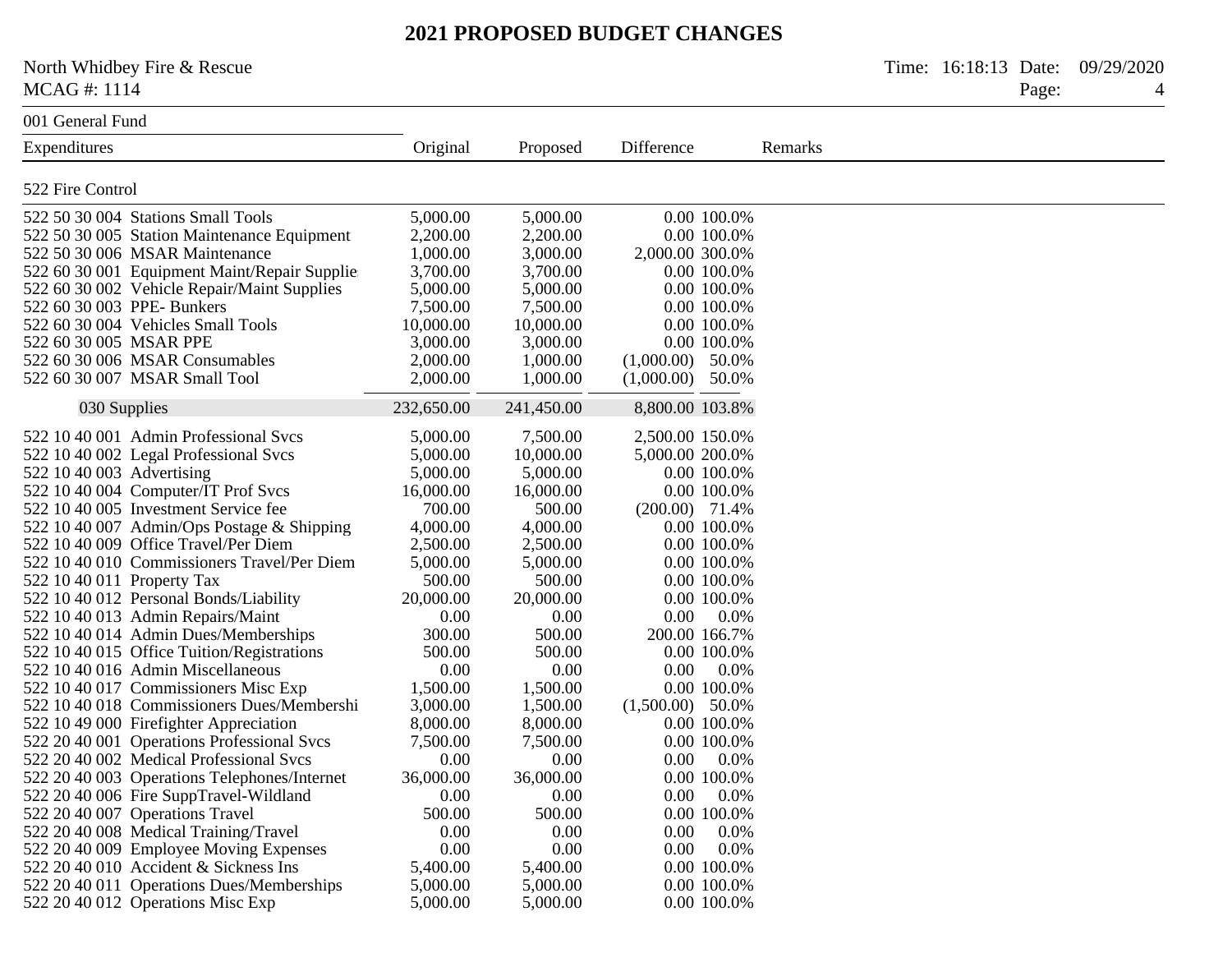# 2021 PROPOSED BUDGET CHANGES

North Whidbey Fire & Rescue
MCAG #: 1114

001 General Fund

| Expenditures | Original | Proposed | Difference | | Remarks |
|---|---|---|---|---|---|
| **522 Fire Control** | | | | | |
| 522 50 30 004 Stations Small Tools | 5,000.00 | 5,000.00 | 0.00 | 100.0% | |
| 522 50 30 005 Station Maintenance Equipment | 2,200.00 | 2,200.00 | 0.00 | 100.0% | |
| 522 50 30 006 MSAR Maintenance | 1,000.00 | 3,000.00 | 2,000.00 | 300.0% | |
| 522 60 30 001 Equipment Maint/Repair Supplie | 3,700.00 | 3,700.00 | 0.00 | 100.0% | |
| 522 60 30 002 Vehicle Repair/Maint Supplies | 5,000.00 | 5,000.00 | 0.00 | 100.0% | |
| 522 60 30 003 PPE- Bunkers | 7,500.00 | 7,500.00 | 0.00 | 100.0% | |
| 522 60 30 004 Vehicles Small Tools | 10,000.00 | 10,000.00 | 0.00 | 100.0% | |
| 522 60 30 005 MSAR PPE | 3,000.00 | 3,000.00 | 0.00 | 100.0% | |
| 522 60 30 006 MSAR Consumables | 2,000.00 | 1,000.00 | (1,000.00) | 50.0% | |
| 522 60 30 007 MSAR Small Tool | 2,000.00 | 1,000.00 | (1,000.00) | 50.0% | |
| 030 Supplies | 232,650.00 | 241,450.00 | 8,800.00 | 103.8% | |
| 522 10 40 001 Admin Professional Svcs | 5,000.00 | 7,500.00 | 2,500.00 | 150.0% | |
| 522 10 40 002 Legal Professional Svcs | 5,000.00 | 10,000.00 | 5,000.00 | 200.0% | |
| 522 10 40 003 Advertising | 5,000.00 | 5,000.00 | 0.00 | 100.0% | |
| 522 10 40 004 Computer/IT Prof Svcs | 16,000.00 | 16,000.00 | 0.00 | 100.0% | |
| 522 10 40 005 Investment Service fee | 700.00 | 500.00 | (200.00) | 71.4% | |
| 522 10 40 007 Admin/Ops Postage & Shipping | 4,000.00 | 4,000.00 | 0.00 | 100.0% | |
| 522 10 40 009 Office Travel/Per Diem | 2,500.00 | 2,500.00 | 0.00 | 100.0% | |
| 522 10 40 010 Commissioners Travel/Per Diem | 5,000.00 | 5,000.00 | 0.00 | 100.0% | |
| 522 10 40 011 Property Tax | 500.00 | 500.00 | 0.00 | 100.0% | |
| 522 10 40 012 Personal Bonds/Liability | 20,000.00 | 20,000.00 | 0.00 | 100.0% | |
| 522 10 40 013 Admin Repairs/Maint | 0.00 | 0.00 | 0.00 | 0.0% | |
| 522 10 40 014 Admin Dues/Memberships | 300.00 | 500.00 | 200.00 | 166.7% | |
| 522 10 40 015 Office Tuition/Registrations | 500.00 | 500.00 | 0.00 | 100.0% | |
| 522 10 40 016 Admin Miscellaneous | 0.00 | 0.00 | 0.00 | 0.0% | |
| 522 10 40 017 Commissioners Misc Exp | 1,500.00 | 1,500.00 | 0.00 | 100.0% | |
| 522 10 40 018 Commissioners Dues/Membershi | 3,000.00 | 1,500.00 | (1,500.00) | 50.0% | |
| 522 10 49 000 Firefighter Appreciation | 8,000.00 | 8,000.00 | 0.00 | 100.0% | |
| 522 20 40 001 Operations Professional Svcs | 7,500.00 | 7,500.00 | 0.00 | 100.0% | |
| 522 20 40 002 Medical Professional Svcs | 0.00 | 0.00 | 0.00 | 0.0% | |
| 522 20 40 003 Operations Telephones/Internet | 36,000.00 | 36,000.00 | 0.00 | 100.0% | |
| 522 20 40 006 Fire SuppTravel-Wildland | 0.00 | 0.00 | 0.00 | 0.0% | |
| 522 20 40 007 Operations Travel | 500.00 | 500.00 | 0.00 | 100.0% | |
| 522 20 40 008 Medical Training/Travel | 0.00 | 0.00 | 0.00 | 0.0% | |
| 522 20 40 009 Employee Moving Expenses | 0.00 | 0.00 | 0.00 | 0.0% | |
| 522 20 40 010 Accident & Sickness Ins | 5,400.00 | 5,400.00 | 0.00 | 100.0% | |
| 522 20 40 011 Operations Dues/Memberships | 5,000.00 | 5,000.00 | 0.00 | 100.0% | |
| 522 20 40 012 Operations Misc Exp | 5,000.00 | 5,000.00 | 0.00 | 100.0% | |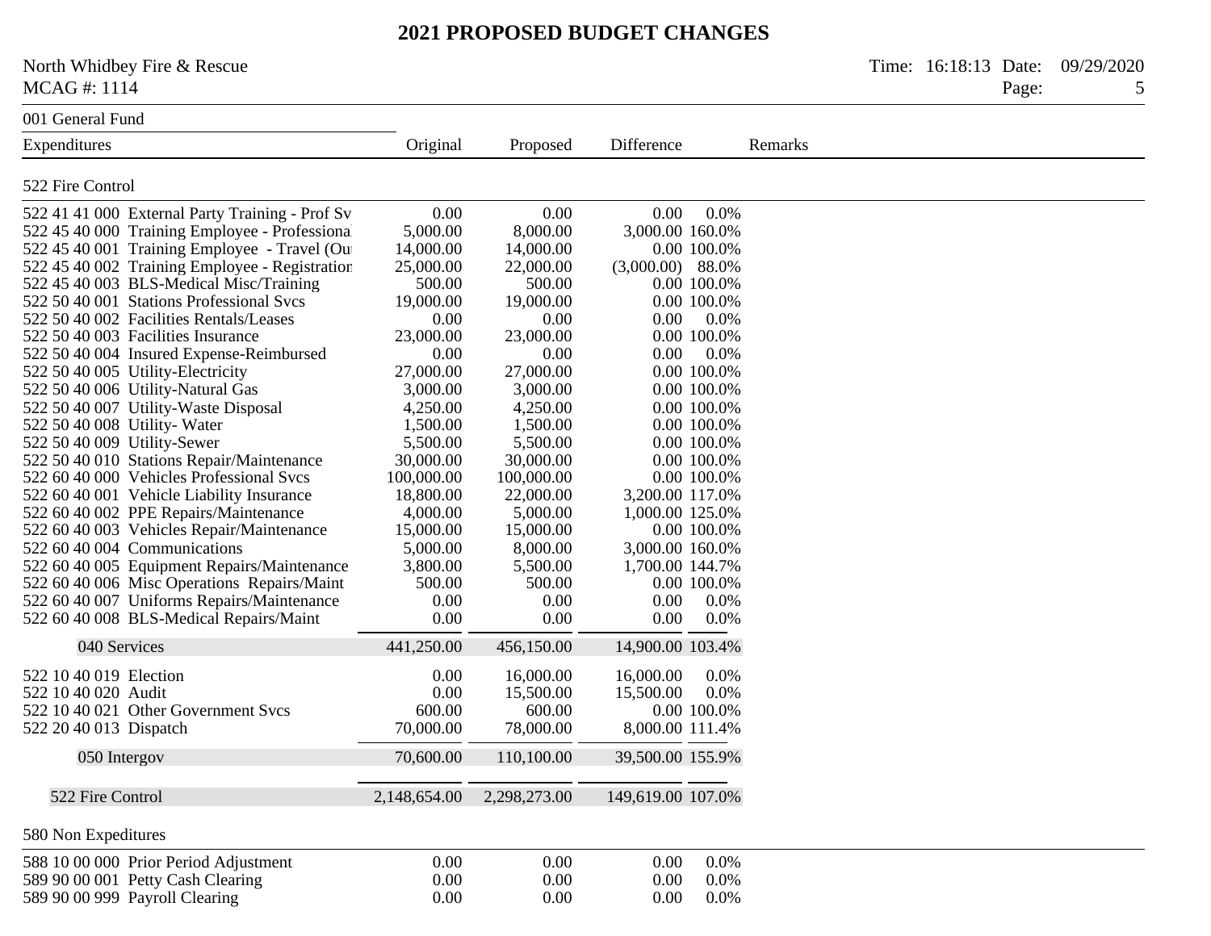# 2021 PROPOSED BUDGET CHANGES

North Whidbey Fire & Rescue
MCAG #: 1114

001 General Fund

| Expenditures | Original | Proposed | Difference | | Remarks |
|---|---|---|---|---|---|
| **522 Fire Control** | | | | | |
| 522 41 41 000 External Party Training - Prof Sv | 0.00 | 0.00 | 0.00 | 0.0% | |
| 522 45 40 000 Training Employee - Professional | 5,000.00 | 8,000.00 | 3,000.00 | 160.0% | |
| 522 45 40 001 Training Employee - Travel (Ou | 14,000.00 | 14,000.00 | 0.00 | 100.0% | |
| 522 45 40 002 Training Employee - Registration | 25,000.00 | 22,000.00 | (3,000.00) | 88.0% | |
| 522 45 40 003 BLS-Medical Misc/Training | 500.00 | 500.00 | 0.00 | 100.0% | |
| 522 50 40 001 Stations Professional Svcs | 19,000.00 | 19,000.00 | 0.00 | 100.0% | |
| 522 50 40 002 Facilities Rentals/Leases | 0.00 | 0.00 | 0.00 | 0.0% | |
| 522 50 40 003 Facilities Insurance | 23,000.00 | 23,000.00 | 0.00 | 100.0% | |
| 522 50 40 004 Insured Expense-Reimbursed | 0.00 | 0.00 | 0.00 | 0.0% | |
| 522 50 40 005 Utility-Electricity | 27,000.00 | 27,000.00 | 0.00 | 100.0% | |
| 522 50 40 006 Utility-Natural Gas | 3,000.00 | 3,000.00 | 0.00 | 100.0% | |
| 522 50 40 007 Utility-Waste Disposal | 4,250.00 | 4,250.00 | 0.00 | 100.0% | |
| 522 50 40 008 Utility- Water | 1,500.00 | 1,500.00 | 0.00 | 100.0% | |
| 522 50 40 009 Utility-Sewer | 5,500.00 | 5,500.00 | 0.00 | 100.0% | |
| 522 50 40 010 Stations Repair/Maintenance | 30,000.00 | 30,000.00 | 0.00 | 100.0% | |
| 522 60 40 000 Vehicles Professional Svcs | 100,000.00 | 100,000.00 | 0.00 | 100.0% | |
| 522 60 40 001 Vehicle Liability Insurance | 18,800.00 | 22,000.00 | 3,200.00 | 117.0% | |
| 522 60 40 002 PPE Repairs/Maintenance | 4,000.00 | 5,000.00 | 1,000.00 | 125.0% | |
| 522 60 40 003 Vehicles Repair/Maintenance | 15,000.00 | 15,000.00 | 0.00 | 100.0% | |
| 522 60 40 004 Communications | 5,000.00 | 8,000.00 | 3,000.00 | 160.0% | |
| 522 60 40 005 Equipment Repairs/Maintenance | 3,800.00 | 5,500.00 | 1,700.00 | 144.7% | |
| 522 60 40 006 Misc Operations Repairs/Maint | 500.00 | 500.00 | 0.00 | 100.0% | |
| 522 60 40 007 Uniforms Repairs/Maintenance | 0.00 | 0.00 | 0.00 | 0.0% | |
| 522 60 40 008 BLS-Medical Repairs/Maint | 0.00 | 0.00 | 0.00 | 0.0% | |
| **040 Services** | 441,250.00 | 456,150.00 | 14,900.00 | 103.4% | |
| 522 10 40 019 Election | 0.00 | 16,000.00 | 16,000.00 | 0.0% | |
| 522 10 40 020 Audit | 0.00 | 15,500.00 | 15,500.00 | 0.0% | |
| 522 10 40 021 Other Government Svcs | 600.00 | 600.00 | 0.00 | 100.0% | |
| 522 20 40 013 Dispatch | 70,000.00 | 78,000.00 | 8,000.00 | 111.4% | |
| **050 Intergov** | 70,600.00 | 110,100.00 | 39,500.00 | 155.9% | |
| **522 Fire Control** | 2,148,654.00 | 2,298,273.00 | 149,619.00 | 107.0% | |
| **580 Non Expeditures** | | | | | |
| 588 10 00 000 Prior Period Adjustment | 0.00 | 0.00 | 0.00 | 0.0% | |
| 589 90 00 001 Petty Cash Clearing | 0.00 | 0.00 | 0.00 | 0.0% | |
| 589 90 00 999 Payroll Clearing | 0.00 | 0.00 | 0.00 | 0.0% | |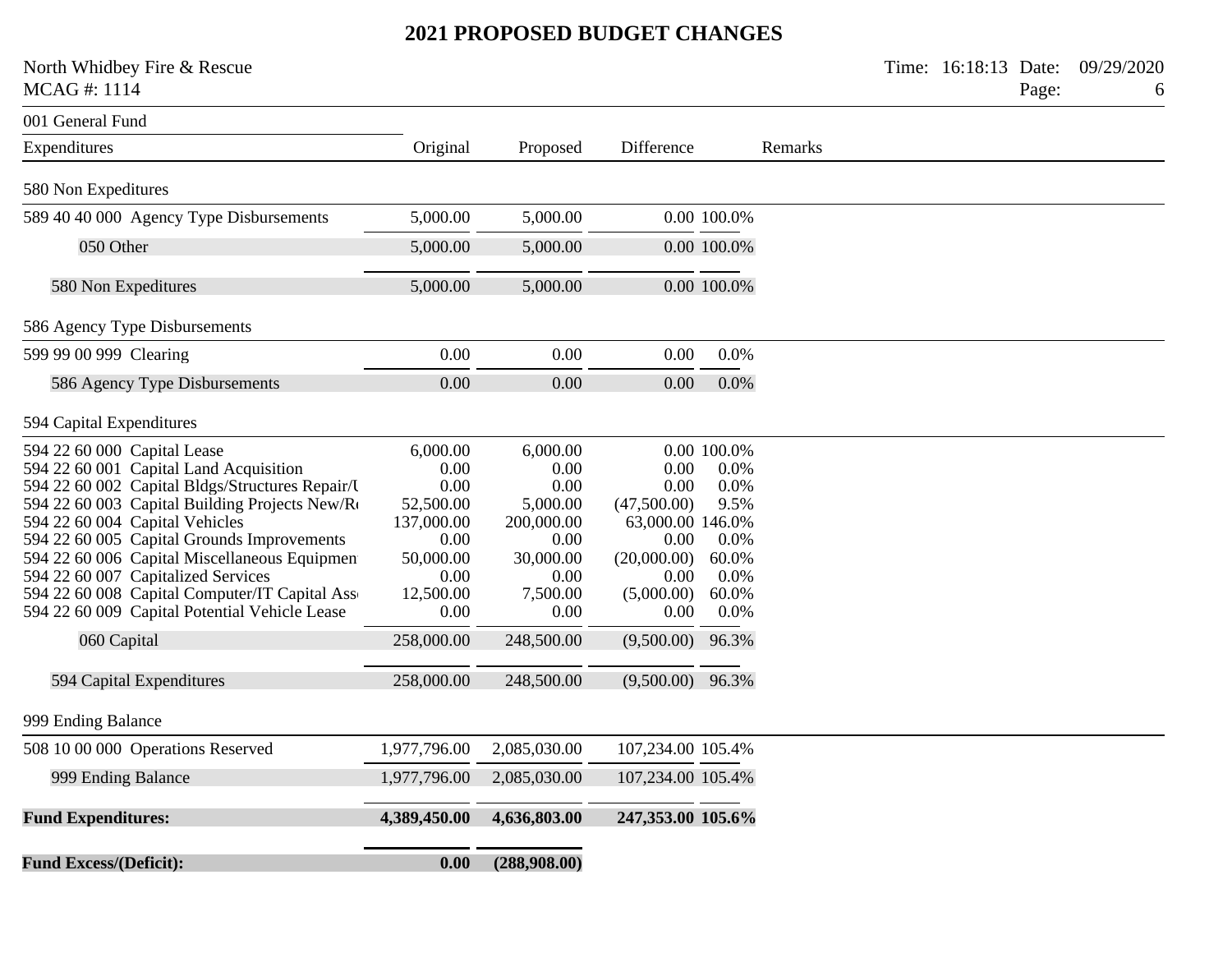# 2021 PROPOSED BUDGET CHANGES

North Whidbey Fire & Rescue
MCAG #: 1114

Time: 16:18:13 Date: 09/29/2020

001 General Fund

| Expenditures | Original | Proposed | Difference | | Remarks |
|---|---|---|---|---|---|
| **580 Non Expeditures** | | | | | |
| 589 40 40 000 Agency Type Disbursements | 5,000.00 | 5,000.00 | 0.00 | 100.0% | |
| 050 Other | 5,000.00 | 5,000.00 | 0.00 | 100.0% | |
| 580 Non Expeditures | 5,000.00 | 5,000.00 | 0.00 | 100.0% | |
| **586 Agency Type Disbursements** | | | | | |
| 599 99 00 999 Clearing | 0.00 | 0.00 | 0.00 | 0.0% | |
| 586 Agency Type Disbursements | 0.00 | 0.00 | 0.00 | 0.0% | |
| **594 Capital Expenditures** | | | | | |
| 594 22 60 000 Capital Lease | 6,000.00 | 6,000.00 | 0.00 | 100.0% | |
| 594 22 60 001 Capital Land Acquisition | 0.00 | 0.00 | 0.00 | 0.0% | |
| 594 22 60 002 Capital Bldgs/Structures Repair/U | 0.00 | 0.00 | 0.00 | 0.0% | |
| 594 22 60 003 Capital Building Projects New/Re | 52,500.00 | 5,000.00 | (47,500.00) | 9.5% | |
| 594 22 60 004 Capital Vehicles | 137,000.00 | 200,000.00 | 63,000.00 | 146.0% | |
| 594 22 60 005 Capital Grounds Improvements | 0.00 | 0.00 | 0.00 | 0.0% | |
| 594 22 60 006 Capital Miscellaneous Equipmen | 50,000.00 | 30,000.00 | (20,000.00) | 60.0% | |
| 594 22 60 007 Capitalized Services | 0.00 | 0.00 | 0.00 | 0.0% | |
| 594 22 60 008 Capital Computer/IT Capital Ass | 12,500.00 | 7,500.00 | (5,000.00) | 60.0% | |
| 594 22 60 009 Capital Potential Vehicle Lease | 0.00 | 0.00 | 0.00 | 0.0% | |
| 060 Capital | 258,000.00 | 248,500.00 | (9,500.00) | 96.3% | |
| 594 Capital Expenditures | 258,000.00 | 248,500.00 | (9,500.00) | 96.3% | |
| **999 Ending Balance** | | | | | |
| 508 10 00 000 Operations Reserved | 1,977,796.00 | 2,085,030.00 | 107,234.00 | 105.4% | |
| 999 Ending Balance | 1,977,796.00 | 2,085,030.00 | 107,234.00 | 105.4% | |
| **Fund Expenditures:** | **4,389,450.00** | **4,636,803.00** | **247,353.00** | **105.6%** | |
| **Fund Excess/(Deficit):** | **0.00** | **(288,908.00)** | | | |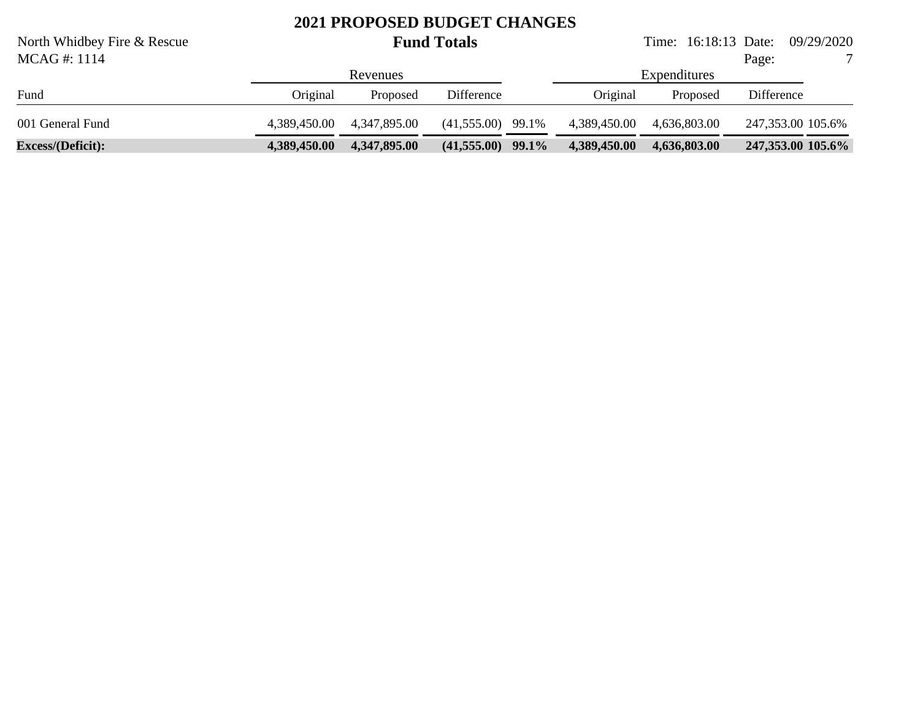# 2021 PROPOSED BUDGET CHANGES

## Fund Totals

North Whidbey Fire & Rescue
MCAG #: 1114

Time: 16:18:13 Date: 09/29/2020

| | Revenues | | | | Expenditures | | | |
|---|---|---|---|---|---|---|---|---|
| Fund | Original | Proposed | Difference | | Original | Proposed | Difference | |
| 001 General Fund | 4,389,450.00 | 4,347,895.00 | (41,555.00) | 99.1% | 4,389,450.00 | 4,636,803.00 | 247,353.00 | 105.6% |
| **Excess/(Deficit):** | **4,389,450.00** | **4,347,895.00** | **(41,555.00)** | **99.1%** | **4,389,450.00** | **4,636,803.00** | **247,353.00** | **105.6%** |